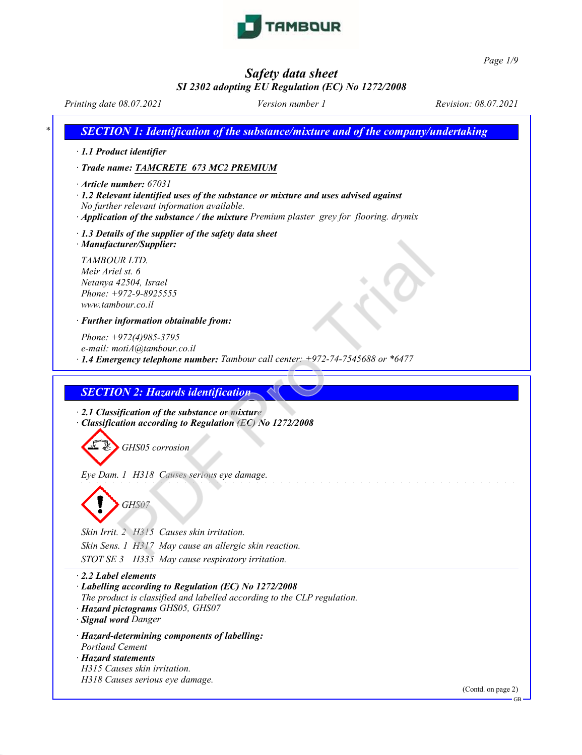# Safety data sheet

*SI 2302 adopting EU Regulation (EC) No 1272/2008*

Printing date 08.07.2021 | Version number 1 | Revision: 08.07.2021

## SECTION 1: Identification of the substance/mixture and of the company/undertaking

· **1.1 Product identifier**

· **Trade name: TAMCRETE 673 MC2 PREMIUM**

· **Article number:** 67031

· **1.2 Relevant identified uses of the substance or mixture and uses advised against**
No further relevant information available.

· **Application of the substance / the mixture** Premium plaster grey for flooring. drymix

· **1.3 Details of the supplier of the safety data sheet**

· **Manufacturer/Supplier:**

TAMBOUR LTD.
Meir Ariel st. 6
Netanya 42504, Israel
Phone: +972-9-8925555
www.tambour.co.il

· **Further information obtainable from:**

Phone: +972(4)985-3795
e-mail: motiA@tambour.co.il

· **1.4 Emergency telephone number:** Tambour call center: +972-74-7545688 or *6477

## SECTION 2: Hazards identification

· **2.1 Classification of the substance or mixture**

· **Classification according to Regulation (EC) No 1272/2008**

GHS05 corrosion

Eye Dam. 1 H318 Causes serious eye damage.

GHS07

Skin Irrit. 2 H315 Causes skin irritation.

Skin Sens. 1 H317 May cause an allergic skin reaction.

STOT SE 3 H335 May cause respiratory irritation.

· **2.2 Label elements**

· **Labelling according to Regulation (EC) No 1272/2008**
The product is classified and labelled according to the CLP regulation.

· **Hazard pictograms** GHS05, GHS07

· **Signal word** Danger

· **Hazard-determining components of labelling:**
Portland Cement

· **Hazard statements**
H315 Causes skin irritation.
H318 Causes serious eye damage.

(Contd. on page 2)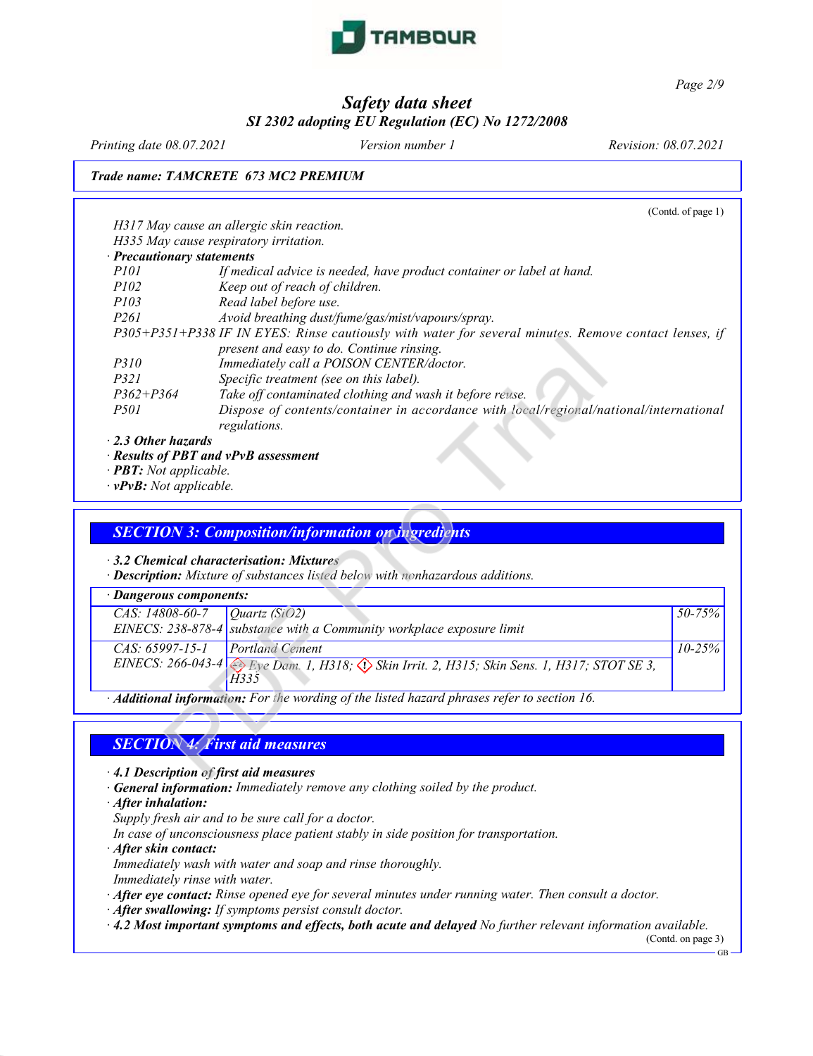# Safety data sheet

## SI 2302 adopting EU Regulation (EC) No 1272/2008

Printing date 08.07.2021 Version number 1 Revision: 08.07.2021

**Trade name: TAMCRETE 673 MC2 PREMIUM**

(Contd. of page 1)

H317 May cause an allergic skin reaction.
H335 May cause respiratory irritation.

· **Precautionary statements**

| | |
|---|---|
| P101 | If medical advice is needed, have product container or label at hand. |
| P102 | Keep out of reach of children. |
| P103 | Read label before use. |
| P261 | Avoid breathing dust/fume/gas/mist/vapours/spray. |
| P305+P351+P338 | IF IN EYES: Rinse cautiously with water for several minutes. Remove contact lenses, if present and easy to do. Continue rinsing. |
| P310 | Immediately call a POISON CENTER/doctor. |
| P321 | Specific treatment (see on this label). |
| P362+P364 | Take off contaminated clothing and wash it before reuse. |
| P501 | Dispose of contents/container in accordance with local/regional/national/international regulations. |

· **2.3 Other hazards**
· **Results of PBT and vPvB assessment**
· **PBT:** Not applicable.
· **vPvB:** Not applicable.

## SECTION 3: Composition/information on ingredients

· **3.2 Chemical characterisation: Mixtures**
· **Description:** Mixture of substances listed below with nonhazardous additions.

| · Dangerous components: | | |
|---|---|---|
| CAS: 14808-60-7<br>EINECS: 238-878-4 | Quartz ($SiO_2$)<br>substance with a Community workplace exposure limit | 50-75% |
| CAS: 65997-15-1<br>EINECS: 266-043-4 | Portland Cement<br>Eye Dam. 1, H318; Skin Irrit. 2, H315; Skin Sens. 1, H317; STOT SE 3, H335 | 10-25% |

· **Additional information:** For the wording of the listed hazard phrases refer to section 16.

## SECTION 4: First aid measures

· **4.1 Description of first aid measures**
· **General information:** Immediately remove any clothing soiled by the product.
· **After inhalation:**
Supply fresh air and to be sure call for a doctor.
In case of unconsciousness place patient stably in side position for transportation.
· **After skin contact:**
Immediately wash with water and soap and rinse thoroughly.
Immediately rinse with water.
· **After eye contact:** Rinse opened eye for several minutes under running water. Then consult a doctor.
· **After swallowing:** If symptoms persist consult doctor.
· **4.2 Most important symptoms and effects, both acute and delayed** No further relevant information available.

(Contd. on page 3)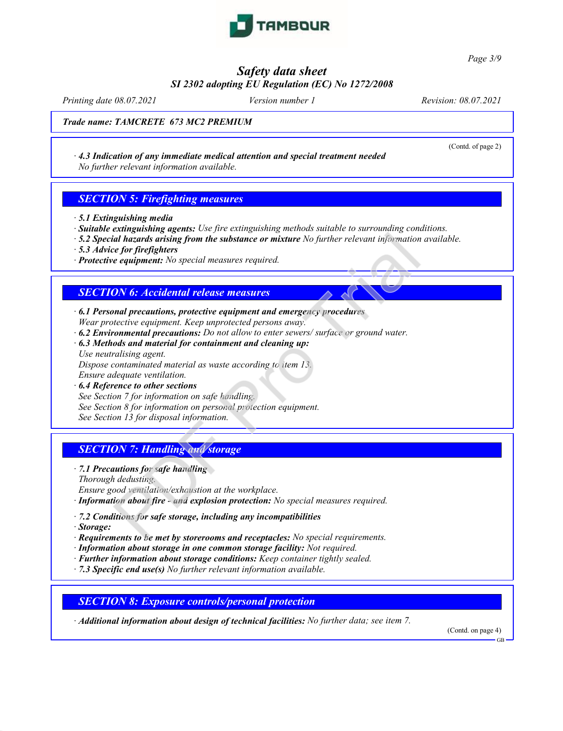Trade name: TAMCRETE 673 MC2 PREMIUM

(Contd. of page 2)

· **4.3 Indication of any immediate medical attention and special treatment needed**
No further relevant information available.

## SECTION 5: Firefighting measures

· **5.1 Extinguishing media**
· **Suitable extinguishing agents:** Use fire extinguishing methods suitable to surrounding conditions.
· **5.2 Special hazards arising from the substance or mixture** No further relevant information available.
· **5.3 Advice for firefighters**
· **Protective equipment:** No special measures required.

## SECTION 6: Accidental release measures

· **6.1 Personal precautions, protective equipment and emergency procedures**
Wear protective equipment. Keep unprotected persons away.
· **6.2 Environmental precautions:** Do not allow to enter sewers/ surface or ground water.
· **6.3 Methods and material for containment and cleaning up:**
Use neutralising agent.
Dispose contaminated material as waste according to item 13.
Ensure adequate ventilation.
· **6.4 Reference to other sections**
See Section 7 for information on safe handling.
See Section 8 for information on personal protection equipment.
See Section 13 for disposal information.

## SECTION 7: Handling and storage

· **7.1 Precautions for safe handling**
Thorough dedusting.
Ensure good ventilation/exhaustion at the workplace.
· **Information about fire - and explosion protection:** No special measures required.

· **7.2 Conditions for safe storage, including any incompatibilities**
· **Storage:**
· **Requirements to be met by storerooms and receptacles:** No special requirements.
· **Information about storage in one common storage facility:** Not required.
· **Further information about storage conditions:** Keep container tightly sealed.
· **7.3 Specific end use(s)** No further relevant information available.

## SECTION 8: Exposure controls/personal protection

· **Additional information about design of technical facilities:** No further data; see item 7.

(Contd. on page 4)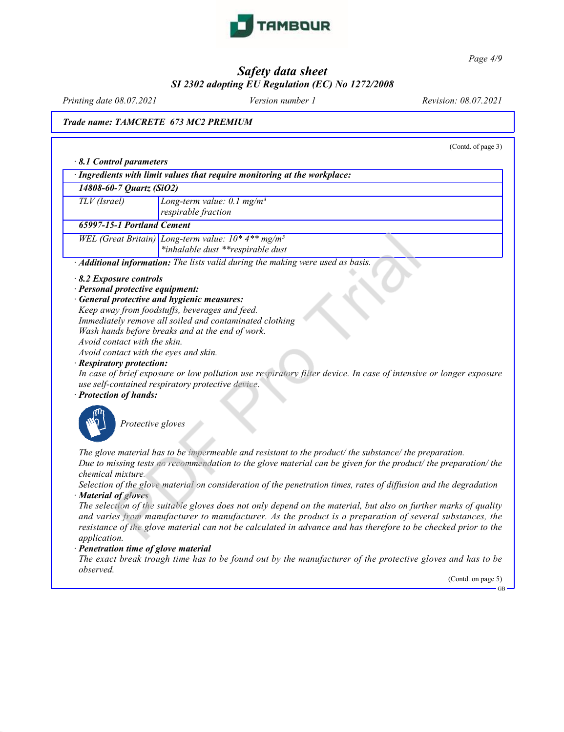(Contd. of page 3)

· **8.1 Control parameters**

| · Ingredients with limit values that require monitoring at the workplace: | |
|---|---|
| **14808-60-7 Quartz ($SiO_2$)** | |
| TLV (Israel) | Long-term value: 0.1 mg/m³<br>respirable fraction |
| **65997-15-1 Portland Cement** | |
| WEL (Great Britain) | Long-term value: 10* 4** mg/m³<br>*inhalable dust **respirable dust |

· **Additional information:** The lists valid during the making were used as basis.

· **8.2 Exposure controls**

· **Personal protective equipment:**

· **General protective and hygienic measures:**

Keep away from foodstuffs, beverages and feed.
Immediately remove all soiled and contaminated clothing
Wash hands before breaks and at the end of work.
Avoid contact with the skin.
Avoid contact with the eyes and skin.

· **Respiratory protection:**

In case of brief exposure or low pollution use respiratory filter device. In case of intensive or longer exposure use self-contained respiratory protective device.

· **Protection of hands:**

Protective gloves

The glove material has to be impermeable and resistant to the product/ the substance/ the preparation.
Due to missing tests no recommendation to the glove material can be given for the product/ the preparation/ the chemical mixture.
Selection of the glove material on consideration of the penetration times, rates of diffusion and the degradation

· **Material of gloves**

The selection of the suitable gloves does not only depend on the material, but also on further marks of quality and varies from manufacturer to manufacturer. As the product is a preparation of several substances, the resistance of the glove material can not be calculated in advance and has therefore to be checked prior to the application.

· **Penetration time of glove material**

The exact break trough time has to be found out by the manufacturer of the protective gloves and has to be observed.

(Contd. on page 5)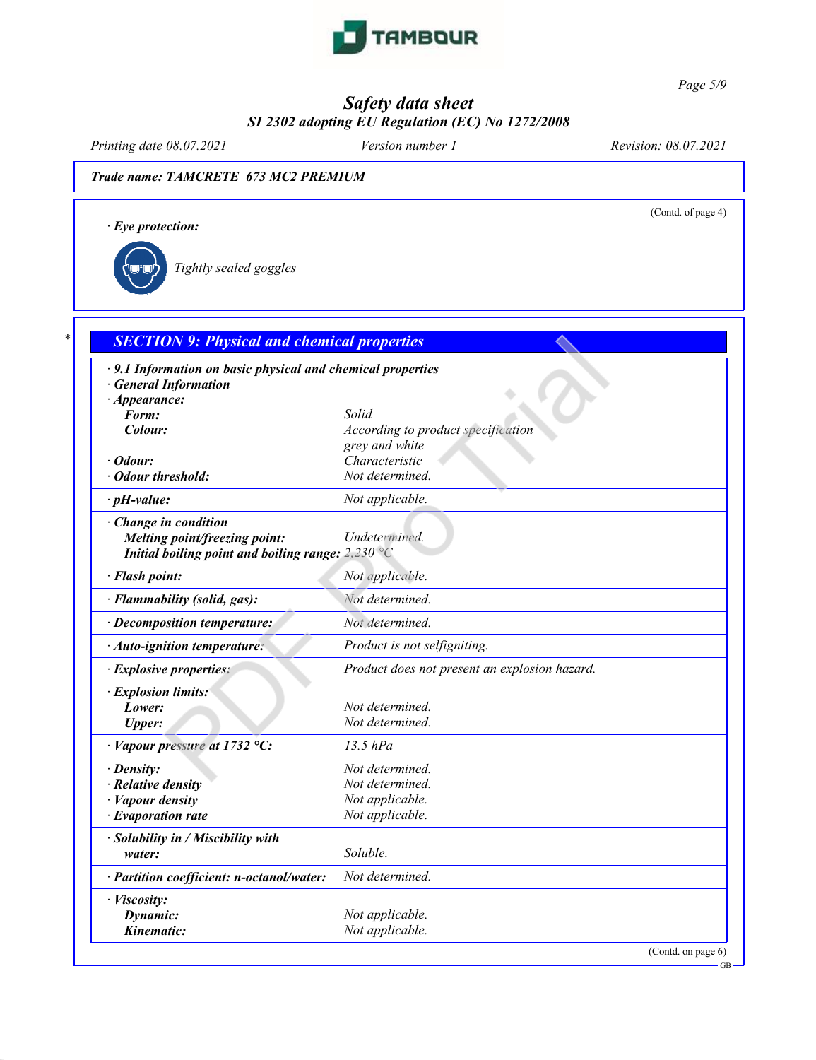Trade name: TAMCRETE 673 MC2 PREMIUM

(Contd. of page 4)

· **Eye protection:**

Tightly sealed goggles

## SECTION 9: Physical and chemical properties

· **9.1 Information on basic physical and chemical properties**
· **General Information**

| Property | Value |
|---|---|
| · **Appearance:** | |
| **Form:** | Solid |
| **Colour:** | According to product specification grey and white |
| · **Odour:** | Characteristic |
| · **Odour threshold:** | Not determined. |
| · **pH-value:** | Not applicable. |
| · **Change in condition** | |
| **Melting point/freezing point:** | Undetermined. |
| **Initial boiling point and boiling range:** | 2,230 °C |
| · **Flash point:** | Not applicable. |
| · **Flammability (solid, gas):** | Not determined. |
| · **Decomposition temperature:** | Not determined. |
| · **Auto-ignition temperature:** | Product is not selfigniting. |
| · **Explosive properties:** | Product does not present an explosion hazard. |
| · **Explosion limits:** | |
| **Lower:** | Not determined. |
| **Upper:** | Not determined. |
| · **Vapour pressure at 1732 °C:** | 13.5 hPa |
| · **Density:** | Not determined. |
| · **Relative density** | Not determined. |
| · **Vapour density** | Not applicable. |
| · **Evaporation rate** | Not applicable. |
| · **Solubility in / Miscibility with** | |
| **water:** | Soluble. |
| · **Partition coefficient: n-octanol/water:** | Not determined. |
| · **Viscosity:** | |
| **Dynamic:** | Not applicable. |
| **Kinematic:** | Not applicable. |

(Contd. on page 6)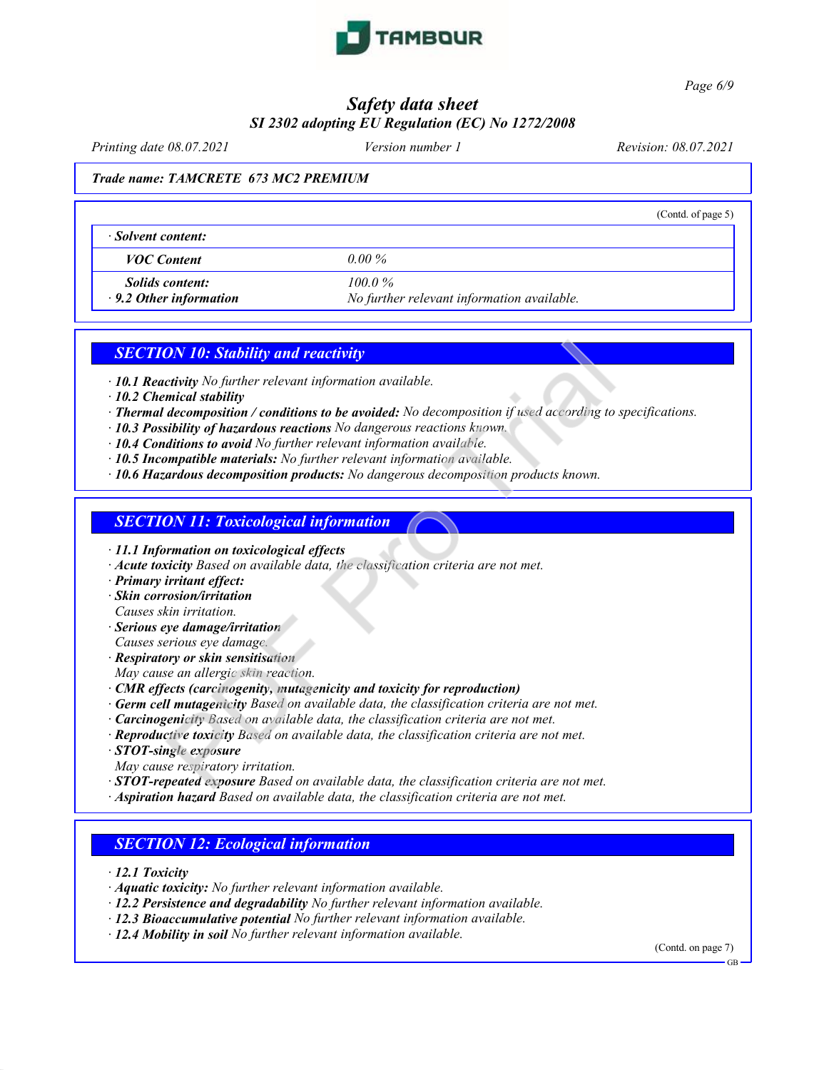Trade name: TAMCRETE 673 MC2 PREMIUM

(Contd. of page 5)

| · Solvent content: | |
|---|---|
| VOC Content | 0.00 % |
| Solids content: | 100.0 % |
| · 9.2 Other information | No further relevant information available. |

## SECTION 10: Stability and reactivity

- · **10.1 Reactivity** No further relevant information available.
- · **10.2 Chemical stability**
- · **Thermal decomposition / conditions to be avoided:** No decomposition if used according to specifications.
- · **10.3 Possibility of hazardous reactions** No dangerous reactions known.
- · **10.4 Conditions to avoid** No further relevant information available.
- · **10.5 Incompatible materials:** No further relevant information available.
- · **10.6 Hazardous decomposition products:** No dangerous decomposition products known.

## SECTION 11: Toxicological information

- · **11.1 Information on toxicological effects**
- · **Acute toxicity** Based on available data, the classification criteria are not met.
- · **Primary irritant effect:**
- · **Skin corrosion/irritation**
  Causes skin irritation.
- · **Serious eye damage/irritation**
  Causes serious eye damage.
- · **Respiratory or skin sensitisation**
  May cause an allergic skin reaction.
- · **CMR effects (carcinogenity, mutagenicity and toxicity for reproduction)**
- · **Germ cell mutagenicity** Based on available data, the classification criteria are not met.
- · **Carcinogenicity** Based on available data, the classification criteria are not met.
- · **Reproductive toxicity** Based on available data, the classification criteria are not met.
- · **STOT-single exposure**
  May cause respiratory irritation.
- · **STOT-repeated exposure** Based on available data, the classification criteria are not met.
- · **Aspiration hazard** Based on available data, the classification criteria are not met.

## SECTION 12: Ecological information

- · **12.1 Toxicity**
- · **Aquatic toxicity:** No further relevant information available.
- · **12.2 Persistence and degradability** No further relevant information available.
- · **12.3 Bioaccumulative potential** No further relevant information available.
- · **12.4 Mobility in soil** No further relevant information available.

(Contd. on page 7)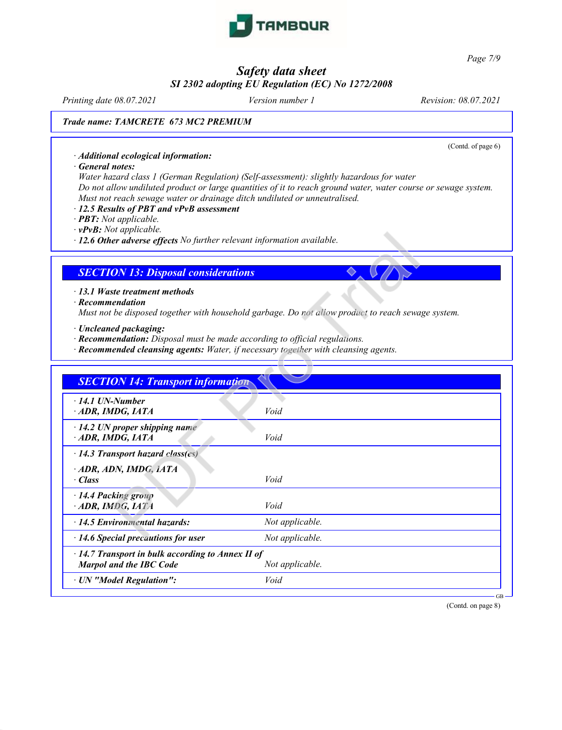Trade name: TAMCRETE 673 MC2 PREMIUM

(Contd. of page 6)

· **Additional ecological information:**
· **General notes:**
Water hazard class 1 (German Regulation) (Self-assessment): slightly hazardous for water
Do not allow undiluted product or large quantities of it to reach ground water, water course or sewage system.
Must not reach sewage water or drainage ditch undiluted or unneutralised.
· **12.5 Results of PBT and vPvB assessment**
· **PBT:** Not applicable.
· **vPvB:** Not applicable.
· **12.6 Other adverse effects** No further relevant information available.

## SECTION 13: Disposal considerations

· **13.1 Waste treatment methods**
· **Recommendation**
Must not be disposed together with household garbage. Do not allow product to reach sewage system.

· **Uncleaned packaging:**
· **Recommendation:** Disposal must be made according to official regulations.
· **Recommended cleansing agents:** Water, if necessary together with cleansing agents.

## SECTION 14: Transport information

| | |
|---|---|
| · **14.1 UN-Number**<br>· **ADR, IMDG, IATA** | Void |
| · **14.2 UN proper shipping name**<br>· **ADR, IMDG, IATA** | Void |
| · **14.3 Transport hazard class(es)**<br>· **ADR, ADN, IMDG, IATA**<br>· **Class** | Void |
| · **14.4 Packing group**<br>· **ADR, IMDG, IATA** | Void |
| · **14.5 Environmental hazards:** | Not applicable. |
| · **14.6 Special precautions for user** | Not applicable. |
| · **14.7 Transport in bulk according to Annex II of Marpol and the IBC Code** | Not applicable. |
| · **UN "Model Regulation":** | Void |

(Contd. on page 8)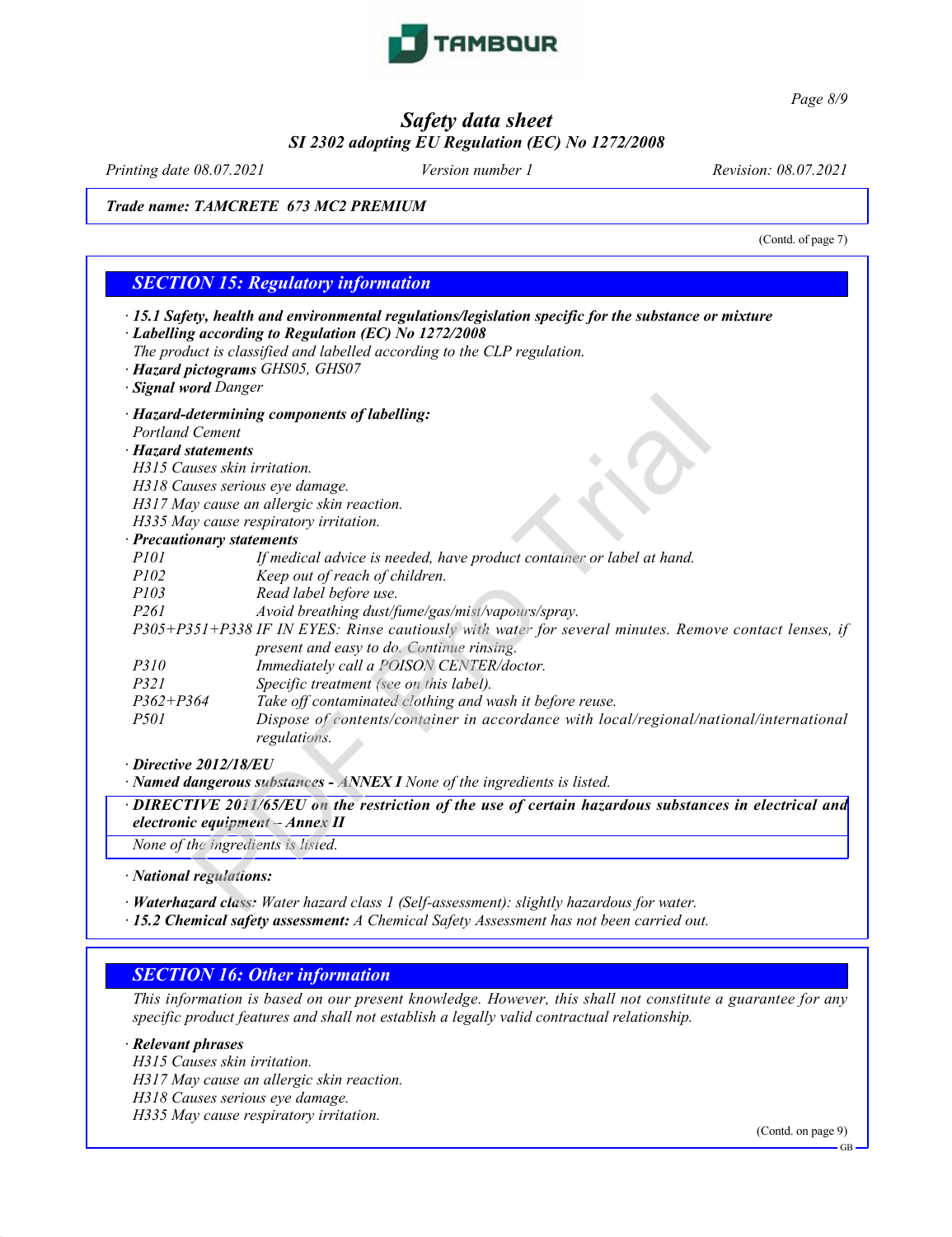Trade name: TAMCRETE 673 MC2 PREMIUM

(Contd. of page 7)

## SECTION 15: Regulatory information

· **15.1 Safety, health and environmental regulations/legislation specific for the substance or mixture**
· **Labelling according to Regulation (EC) No 1272/2008**
The product is classified and labelled according to the CLP regulation.
· **Hazard pictograms** GHS05, GHS07
· **Signal word** Danger

· **Hazard-determining components of labelling:**
Portland Cement
· **Hazard statements**
H315 Causes skin irritation.
H318 Causes serious eye damage.
H317 May cause an allergic skin reaction.
H335 May cause respiratory irritation.
· **Precautionary statements**

| | |
|---|---|
| P101 | If medical advice is needed, have product container or label at hand. |
| P102 | Keep out of reach of children. |
| P103 | Read label before use. |
| P261 | Avoid breathing dust/fume/gas/mist/vapours/spray. |
| P305+P351+P338 | IF IN EYES: Rinse cautiously with water for several minutes. Remove contact lenses, if present and easy to do. Continue rinsing. |
| P310 | Immediately call a POISON CENTER/doctor. |
| P321 | Specific treatment (see on this label). |
| P362+P364 | Take off contaminated clothing and wash it before reuse. |
| P501 | Dispose of contents/container in accordance with local/regional/national/international regulations. |

· **Directive 2012/18/EU**
· **Named dangerous substances - ANNEX I** None of the ingredients is listed.
· **DIRECTIVE 2011/65/EU on the restriction of the use of certain hazardous substances in electrical and electronic equipment – Annex II**
None of the ingredients is listed.

· **National regulations:**

· **Waterhazard class:** Water hazard class 1 (Self-assessment): slightly hazardous for water.
· **15.2 Chemical safety assessment:** A Chemical Safety Assessment has not been carried out.

## SECTION 16: Other information

This information is based on our present knowledge. However, this shall not constitute a guarantee for any specific product features and shall not establish a legally valid contractual relationship.

· **Relevant phrases**
H315 Causes skin irritation.
H317 May cause an allergic skin reaction.
H318 Causes serious eye damage.
H335 May cause respiratory irritation.

(Contd. on page 9)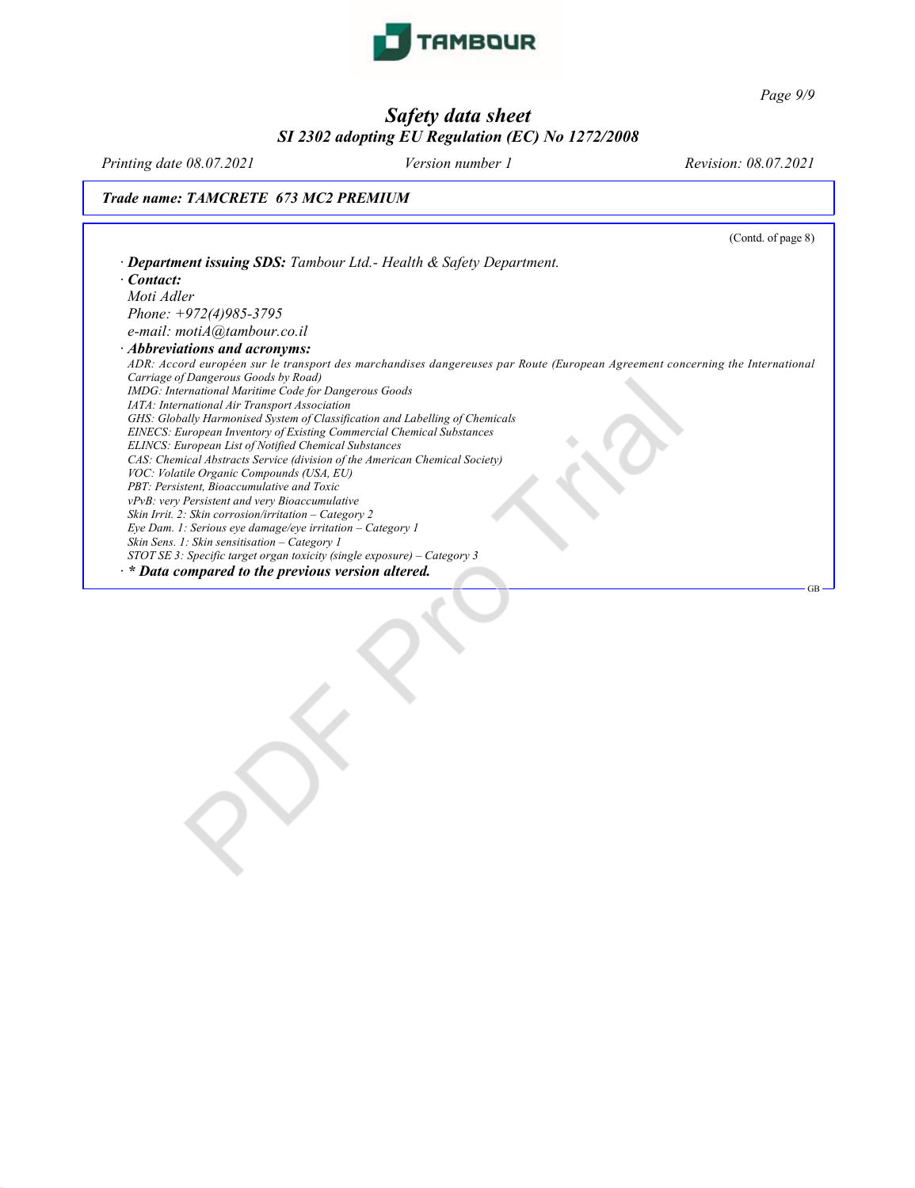(Contd. of page 8)

· ***Department issuing SDS:*** *Tambour Ltd.- Health & Safety Department.*

· ***Contact:***

*Moti Adler*

*Phone: +972(4)985-3795*

*e-mail: motiA@tambour.co.il*

· ***Abbreviations and acronyms:***

*ADR: Accord européen sur le transport des marchandises dangereuses par Route (European Agreement concerning the International Carriage of Dangerous Goods by Road)*
*IMDG: International Maritime Code for Dangerous Goods*
*IATA: International Air Transport Association*
*GHS: Globally Harmonised System of Classification and Labelling of Chemicals*
*EINECS: European Inventory of Existing Commercial Chemical Substances*
*ELINCS: European List of Notified Chemical Substances*
*CAS: Chemical Abstracts Service (division of the American Chemical Society)*
*VOC: Volatile Organic Compounds (USA, EU)*
*PBT: Persistent, Bioaccumulative and Toxic*
*vPvB: very Persistent and very Bioaccumulative*
*Skin Irrit. 2: Skin corrosion/irritation – Category 2*
*Eye Dam. 1: Serious eye damage/eye irritation – Category 1*
*Skin Sens. 1: Skin sensitisation – Category 1*
*STOT SE 3: Specific target organ toxicity (single exposure) – Category 3*

· ***\* Data compared to the previous version altered.***

GB